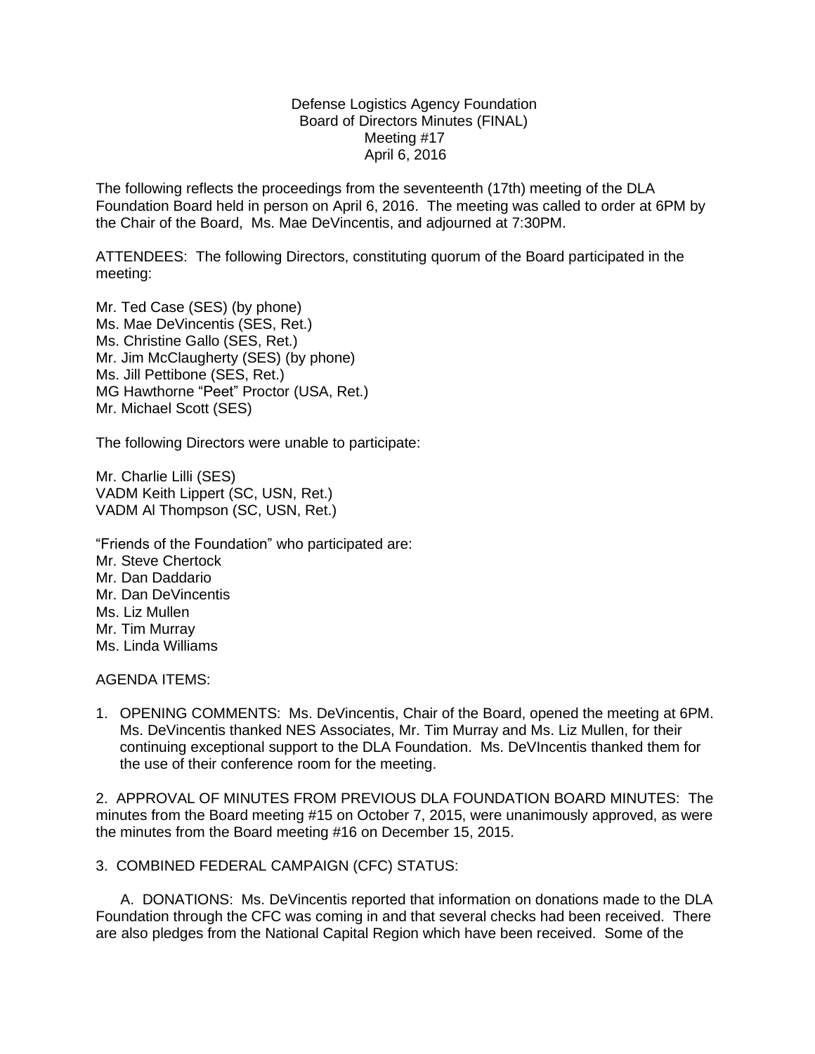Defense Logistics Agency Foundation
Board of Directors Minutes (FINAL)
Meeting #17
April 6, 2016

The following reflects the proceedings from the seventeenth (17th) meeting of the DLA Foundation Board held in person on April 6, 2016. The meeting was called to order at 6PM by the Chair of the Board, Ms. Mae DeVincentis, and adjourned at 7:30PM.

ATTENDEES: The following Directors, constituting quorum of the Board participated in the meeting:

Mr. Ted Case (SES) (by phone)
Ms. Mae DeVincentis (SES, Ret.)
Ms. Christine Gallo (SES, Ret.)
Mr. Jim McClaugherty (SES) (by phone)
Ms. Jill Pettibone (SES, Ret.)
MG Hawthorne "Peet" Proctor (USA, Ret.)
Mr. Michael Scott (SES)

The following Directors were unable to participate:

Mr. Charlie Lilli (SES)
VADM Keith Lippert (SC, USN, Ret.)
VADM Al Thompson (SC, USN, Ret.)

"Friends of the Foundation" who participated are:
Mr. Steve Chertock
Mr. Dan Daddario
Mr. Dan DeVincentis
Ms. Liz Mullen
Mr. Tim Murray
Ms. Linda Williams

AGENDA ITEMS:

1. OPENING COMMENTS: Ms. DeVincentis, Chair of the Board, opened the meeting at 6PM. Ms. DeVincentis thanked NES Associates, Mr. Tim Murray and Ms. Liz Mullen, for their continuing exceptional support to the DLA Foundation. Ms. DeVIncentis thanked them for the use of their conference room for the meeting.

2. APPROVAL OF MINUTES FROM PREVIOUS DLA FOUNDATION BOARD MINUTES: The minutes from the Board meeting #15 on October 7, 2015, were unanimously approved, as were the minutes from the Board meeting #16 on December 15, 2015.

3. COMBINED FEDERAL CAMPAIGN (CFC) STATUS:

A. DONATIONS: Ms. DeVincentis reported that information on donations made to the DLA Foundation through the CFC was coming in and that several checks had been received. There are also pledges from the National Capital Region which have been received. Some of the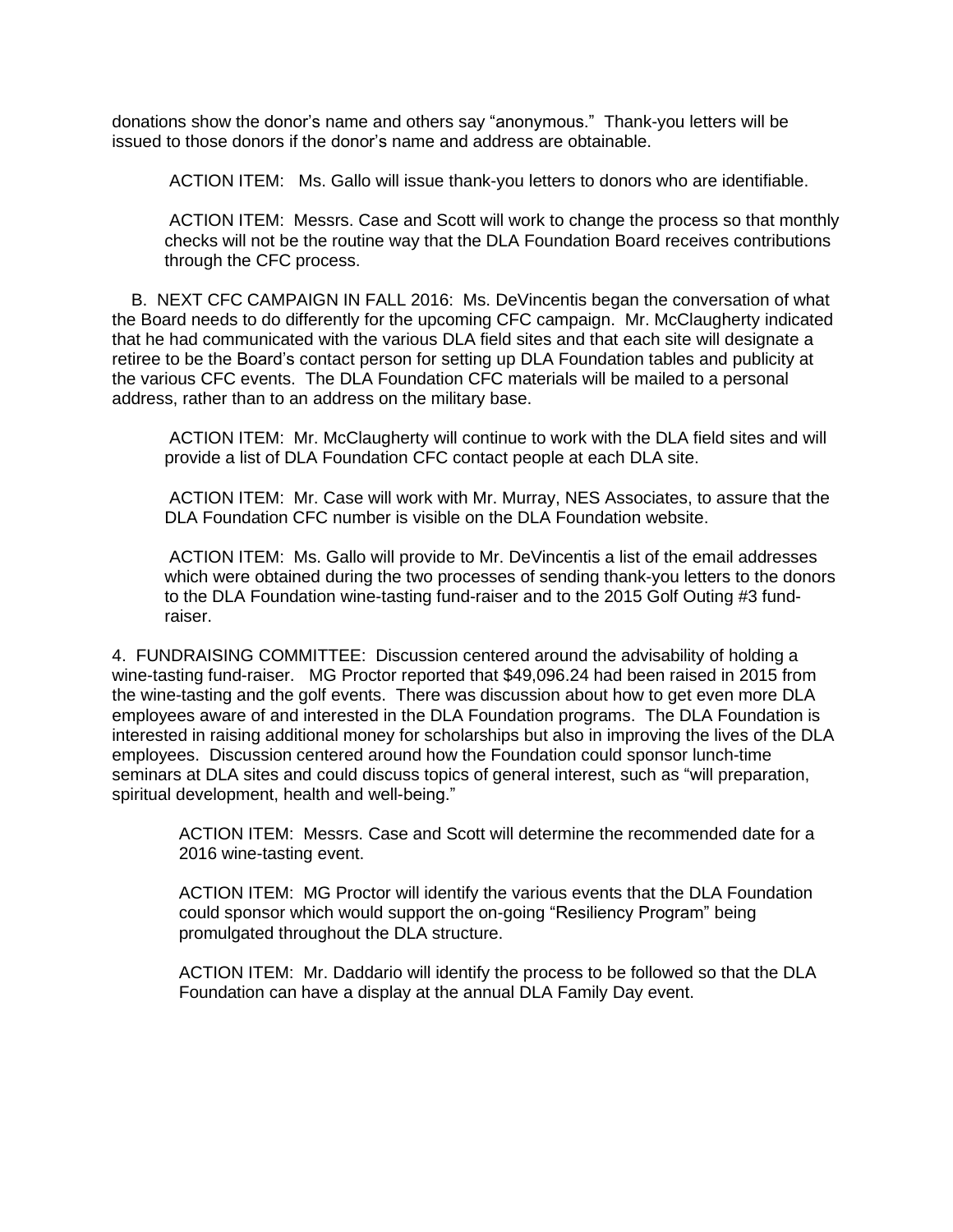donations show the donor's name and others say "anonymous." Thank-you letters will be issued to those donors if the donor's name and address are obtainable.

ACTION ITEM: Ms. Gallo will issue thank-you letters to donors who are identifiable.

ACTION ITEM: Messrs. Case and Scott will work to change the process so that monthly checks will not be the routine way that the DLA Foundation Board receives contributions through the CFC process.

B. NEXT CFC CAMPAIGN IN FALL 2016: Ms. DeVincentis began the conversation of what the Board needs to do differently for the upcoming CFC campaign. Mr. McClaugherty indicated that he had communicated with the various DLA field sites and that each site will designate a retiree to be the Board's contact person for setting up DLA Foundation tables and publicity at the various CFC events. The DLA Foundation CFC materials will be mailed to a personal address, rather than to an address on the military base.

ACTION ITEM: Mr. McClaugherty will continue to work with the DLA field sites and will provide a list of DLA Foundation CFC contact people at each DLA site.

ACTION ITEM: Mr. Case will work with Mr. Murray, NES Associates, to assure that the DLA Foundation CFC number is visible on the DLA Foundation website.

ACTION ITEM: Ms. Gallo will provide to Mr. DeVincentis a list of the email addresses which were obtained during the two processes of sending thank-you letters to the donors to the DLA Foundation wine-tasting fund-raiser and to the 2015 Golf Outing #3 fund-raiser.

4. FUNDRAISING COMMITTEE: Discussion centered around the advisability of holding a wine-tasting fund-raiser. MG Proctor reported that $49,096.24 had been raised in 2015 from the wine-tasting and the golf events. There was discussion about how to get even more DLA employees aware of and interested in the DLA Foundation programs. The DLA Foundation is interested in raising additional money for scholarships but also in improving the lives of the DLA employees. Discussion centered around how the Foundation could sponsor lunch-time seminars at DLA sites and could discuss topics of general interest, such as "will preparation, spiritual development, health and well-being."

ACTION ITEM: Messrs. Case and Scott will determine the recommended date for a 2016 wine-tasting event.

ACTION ITEM: MG Proctor will identify the various events that the DLA Foundation could sponsor which would support the on-going "Resiliency Program" being promulgated throughout the DLA structure.

ACTION ITEM: Mr. Daddario will identify the process to be followed so that the DLA Foundation can have a display at the annual DLA Family Day event.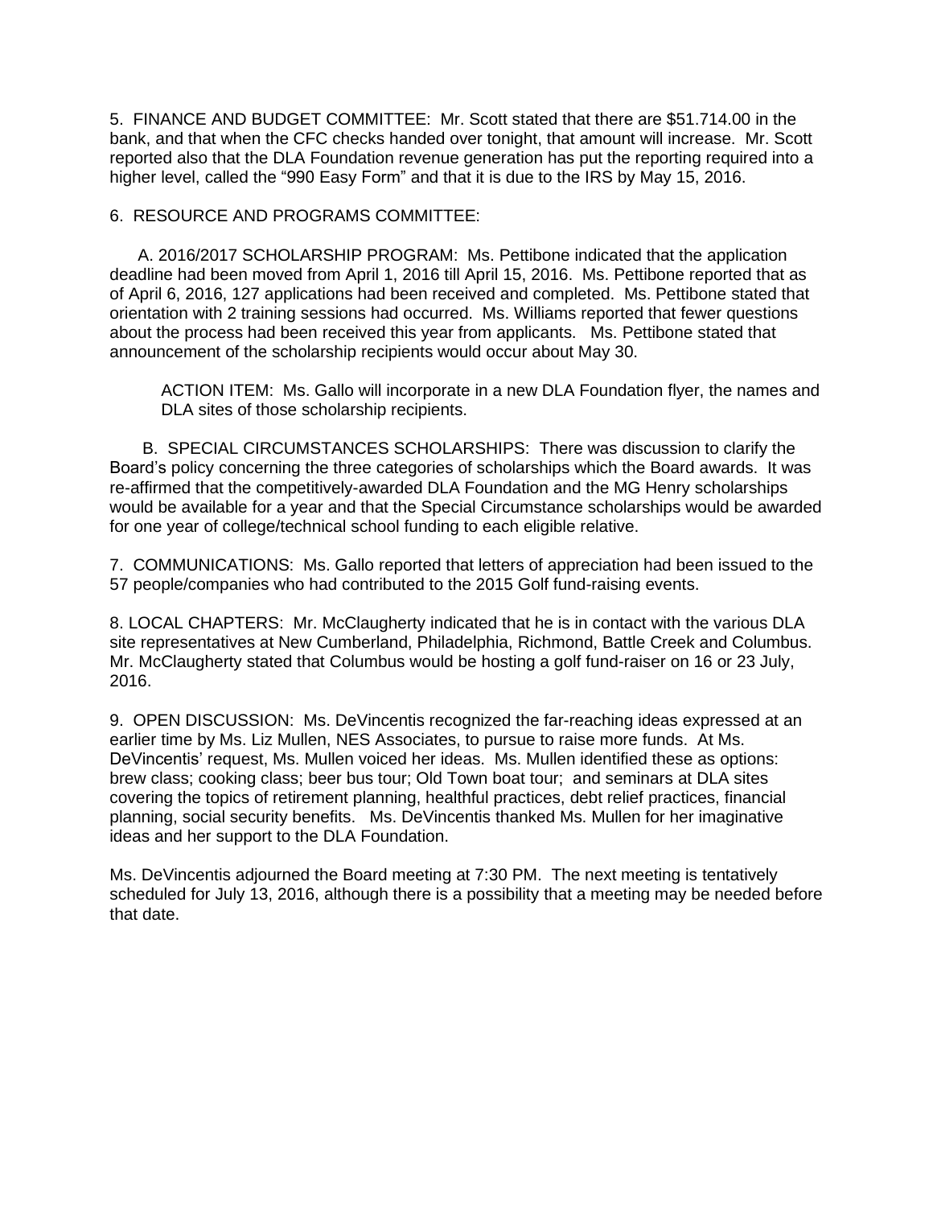5. FINANCE AND BUDGET COMMITTEE: Mr. Scott stated that there are $51.714.00 in the bank, and that when the CFC checks handed over tonight, that amount will increase. Mr. Scott reported also that the DLA Foundation revenue generation has put the reporting required into a higher level, called the "990 Easy Form" and that it is due to the IRS by May 15, 2016.

6. RESOURCE AND PROGRAMS COMMITTEE:

A. 2016/2017 SCHOLARSHIP PROGRAM: Ms. Pettibone indicated that the application deadline had been moved from April 1, 2016 till April 15, 2016. Ms. Pettibone reported that as of April 6, 2016, 127 applications had been received and completed. Ms. Pettibone stated that orientation with 2 training sessions had occurred. Ms. Williams reported that fewer questions about the process had been received this year from applicants. Ms. Pettibone stated that announcement of the scholarship recipients would occur about May 30.

> ACTION ITEM: Ms. Gallo will incorporate in a new DLA Foundation flyer, the names and DLA sites of those scholarship recipients.

B. SPECIAL CIRCUMSTANCES SCHOLARSHIPS: There was discussion to clarify the Board's policy concerning the three categories of scholarships which the Board awards. It was re-affirmed that the competitively-awarded DLA Foundation and the MG Henry scholarships would be available for a year and that the Special Circumstance scholarships would be awarded for one year of college/technical school funding to each eligible relative.

7. COMMUNICATIONS: Ms. Gallo reported that letters of appreciation had been issued to the 57 people/companies who had contributed to the 2015 Golf fund-raising events.

8. LOCAL CHAPTERS: Mr. McClaugherty indicated that he is in contact with the various DLA site representatives at New Cumberland, Philadelphia, Richmond, Battle Creek and Columbus. Mr. McClaugherty stated that Columbus would be hosting a golf fund-raiser on 16 or 23 July, 2016.

9. OPEN DISCUSSION: Ms. DeVincentis recognized the far-reaching ideas expressed at an earlier time by Ms. Liz Mullen, NES Associates, to pursue to raise more funds. At Ms. DeVincentis' request, Ms. Mullen voiced her ideas. Ms. Mullen identified these as options: brew class; cooking class; beer bus tour; Old Town boat tour; and seminars at DLA sites covering the topics of retirement planning, healthful practices, debt relief practices, financial planning, social security benefits. Ms. DeVincentis thanked Ms. Mullen for her imaginative ideas and her support to the DLA Foundation.

Ms. DeVincentis adjourned the Board meeting at 7:30 PM. The next meeting is tentatively scheduled for July 13, 2016, although there is a possibility that a meeting may be needed before that date.